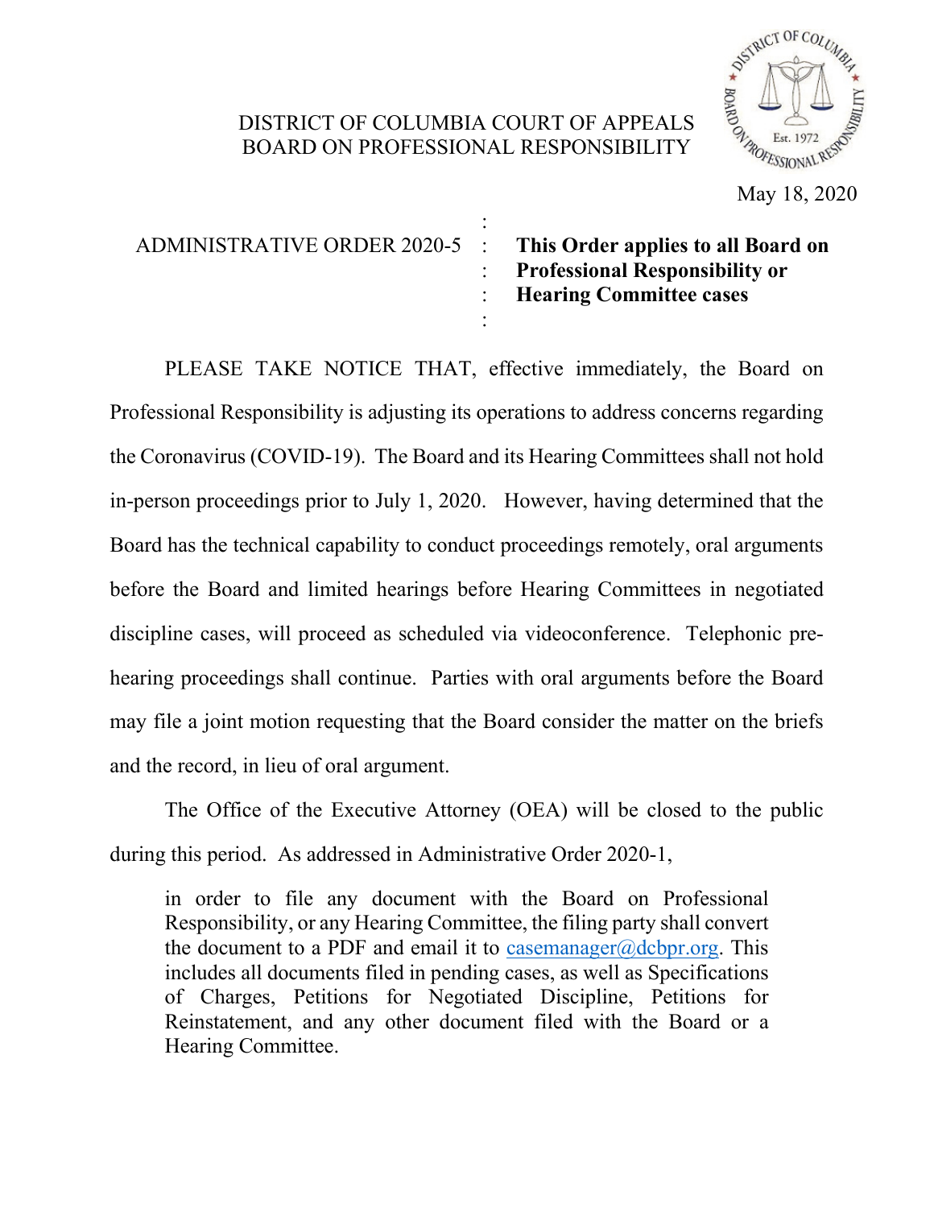DISTRICT OF COLUMBIA COURT OF APPEALS
BOARD ON PROFESSIONAL RESPONSIBILITY

May 18, 2020

ADMINISTRATIVE ORDER 2020-5 : **This Order applies to all Board on Professional Responsibility or Hearing Committee cases**

PLEASE TAKE NOTICE THAT, effective immediately, the Board on Professional Responsibility is adjusting its operations to address concerns regarding the Coronavirus (COVID-19). The Board and its Hearing Committees shall not hold in-person proceedings prior to July 1, 2020. However, having determined that the Board has the technical capability to conduct proceedings remotely, oral arguments before the Board and limited hearings before Hearing Committees in negotiated discipline cases, will proceed as scheduled via videoconference. Telephonic pre-hearing proceedings shall continue. Parties with oral arguments before the Board may file a joint motion requesting that the Board consider the matter on the briefs and the record, in lieu of oral argument.

The Office of the Executive Attorney (OEA) will be closed to the public during this period. As addressed in Administrative Order 2020-1,

> in order to file any document with the Board on Professional Responsibility, or any Hearing Committee, the filing party shall convert the document to a PDF and email it to casemanager@dcbpr.org. This includes all documents filed in pending cases, as well as Specifications of Charges, Petitions for Negotiated Discipline, Petitions for Reinstatement, and any other document filed with the Board or a Hearing Committee.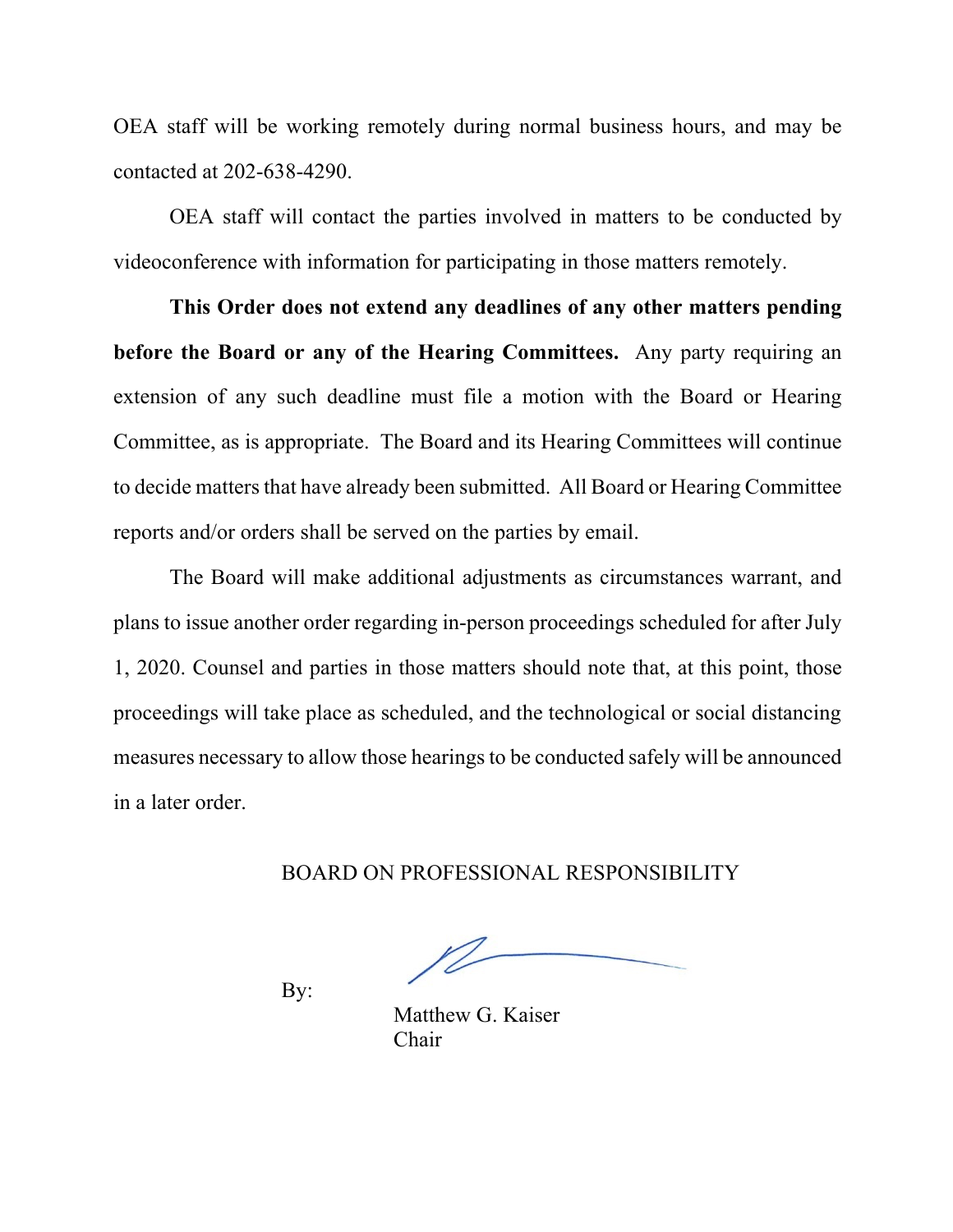OEA staff will be working remotely during normal business hours, and may be contacted at 202-638-4290.

OEA staff will contact the parties involved in matters to be conducted by videoconference with information for participating in those matters remotely.

**This Order does not extend any deadlines of any other matters pending before the Board or any of the Hearing Committees.** Any party requiring an extension of any such deadline must file a motion with the Board or Hearing Committee, as is appropriate. The Board and its Hearing Committees will continue to decide matters that have already been submitted. All Board or Hearing Committee reports and/or orders shall be served on the parties by email.

The Board will make additional adjustments as circumstances warrant, and plans to issue another order regarding in-person proceedings scheduled for after July 1, 2020. Counsel and parties in those matters should note that, at this point, those proceedings will take place as scheduled, and the technological or social distancing measures necessary to allow those hearings to be conducted safely will be announced in a later order.

BOARD ON PROFESSIONAL RESPONSIBILITY

By:

Matthew G. Kaiser
Chair